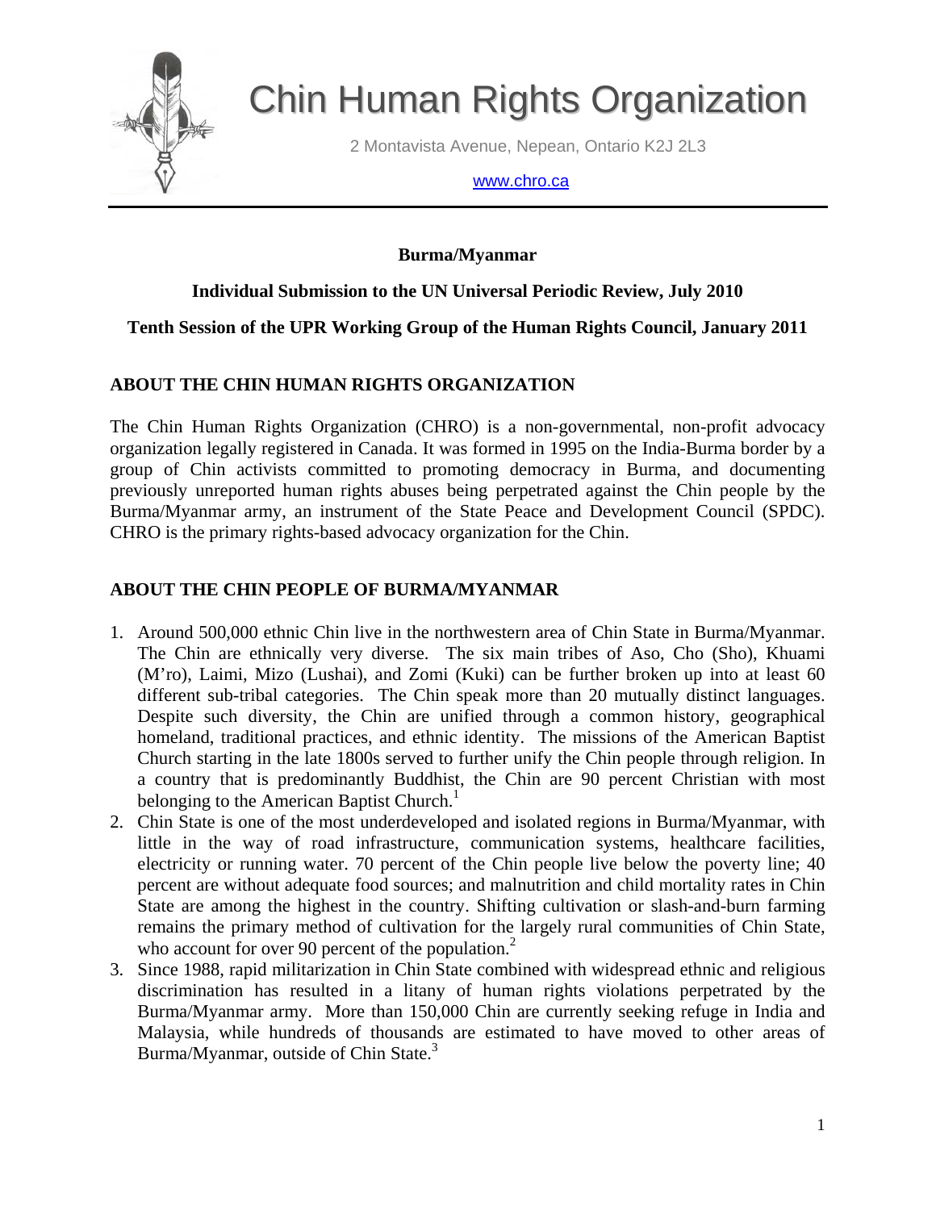# Chin Human Rights Organization

2 Montavista Avenue, Nepean, Ontario K2J 2L3

www.chro.ca

**Burma/Myanmar**

**Individual Submission to the UN Universal Periodic Review, July 2010**

**Tenth Session of the UPR Working Group of the Human Rights Council, January 2011**

## ABOUT THE CHIN HUMAN RIGHTS ORGANIZATION

The Chin Human Rights Organization (CHRO) is a non-governmental, non-profit advocacy organization legally registered in Canada. It was formed in 1995 on the India-Burma border by a group of Chin activists committed to promoting democracy in Burma, and documenting previously unreported human rights abuses being perpetrated against the Chin people by the Burma/Myanmar army, an instrument of the State Peace and Development Council (SPDC). CHRO is the primary rights-based advocacy organization for the Chin.

## ABOUT THE CHIN PEOPLE OF BURMA/MYANMAR

1. Around 500,000 ethnic Chin live in the northwestern area of Chin State in Burma/Myanmar. The Chin are ethnically very diverse. The six main tribes of Aso, Cho (Sho), Khuami (M'ro), Laimi, Mizo (Lushai), and Zomi (Kuki) can be further broken up into at least 60 different sub-tribal categories. The Chin speak more than 20 mutually distinct languages. Despite such diversity, the Chin are unified through a common history, geographical homeland, traditional practices, and ethnic identity. The missions of the American Baptist Church starting in the late 1800s served to further unify the Chin people through religion. In a country that is predominantly Buddhist, the Chin are 90 percent Christian with most belonging to the American Baptist Church.[1]
2. Chin State is one of the most underdeveloped and isolated regions in Burma/Myanmar, with little in the way of road infrastructure, communication systems, healthcare facilities, electricity or running water. 70 percent of the Chin people live below the poverty line; 40 percent are without adequate food sources; and malnutrition and child mortality rates in Chin State are among the highest in the country. Shifting cultivation or slash-and-burn farming remains the primary method of cultivation for the largely rural communities of Chin State, who account for over 90 percent of the population.[2]
3. Since 1988, rapid militarization in Chin State combined with widespread ethnic and religious discrimination has resulted in a litany of human rights violations perpetrated by the Burma/Myanmar army. More than 150,000 Chin are currently seeking refuge in India and Malaysia, while hundreds of thousands are estimated to have moved to other areas of Burma/Myanmar, outside of Chin State.[3]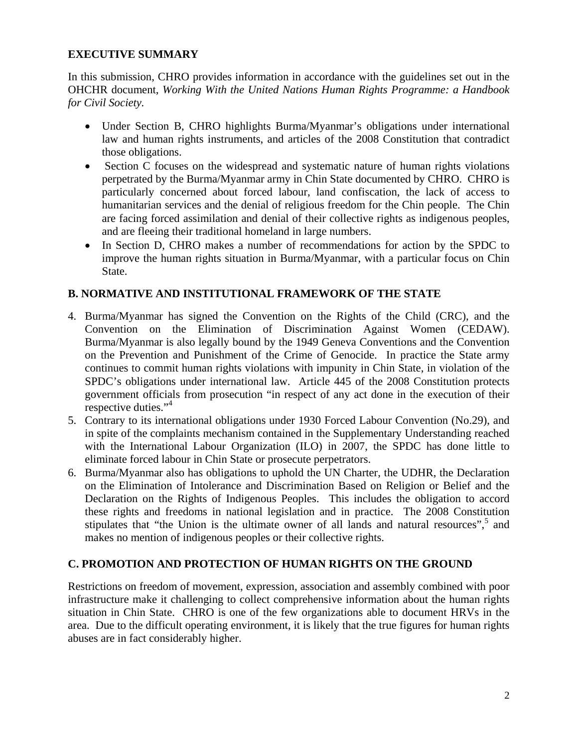## EXECUTIVE SUMMARY

In this submission, CHRO provides information in accordance with the guidelines set out in the OHCHR document, *Working With the United Nations Human Rights Programme: a Handbook for Civil Society.*

- Under Section B, CHRO highlights Burma/Myanmar's obligations under international law and human rights instruments, and articles of the 2008 Constitution that contradict those obligations.
- Section C focuses on the widespread and systematic nature of human rights violations perpetrated by the Burma/Myanmar army in Chin State documented by CHRO. CHRO is particularly concerned about forced labour, land confiscation, the lack of access to humanitarian services and the denial of religious freedom for the Chin people. The Chin are facing forced assimilation and denial of their collective rights as indigenous peoples, and are fleeing their traditional homeland in large numbers.
- In Section D, CHRO makes a number of recommendations for action by the SPDC to improve the human rights situation in Burma/Myanmar, with a particular focus on Chin State.

## B. NORMATIVE AND INSTITUTIONAL FRAMEWORK OF THE STATE

4. Burma/Myanmar has signed the Convention on the Rights of the Child (CRC), and the Convention on the Elimination of Discrimination Against Women (CEDAW). Burma/Myanmar is also legally bound by the 1949 Geneva Conventions and the Convention on the Prevention and Punishment of the Crime of Genocide. In practice the State army continues to commit human rights violations with impunity in Chin State, in violation of the SPDC's obligations under international law. Article 445 of the 2008 Constitution protects government officials from prosecution "in respect of any act done in the execution of their respective duties."[4]
5. Contrary to its international obligations under 1930 Forced Labour Convention (No.29), and in spite of the complaints mechanism contained in the Supplementary Understanding reached with the International Labour Organization (ILO) in 2007, the SPDC has done little to eliminate forced labour in Chin State or prosecute perpetrators.
6. Burma/Myanmar also has obligations to uphold the UN Charter, the UDHR, the Declaration on the Elimination of Intolerance and Discrimination Based on Religion or Belief and the Declaration on the Rights of Indigenous Peoples. This includes the obligation to accord these rights and freedoms in national legislation and in practice. The 2008 Constitution stipulates that "the Union is the ultimate owner of all lands and natural resources",[5] and makes no mention of indigenous peoples or their collective rights.

## C. PROMOTION AND PROTECTION OF HUMAN RIGHTS ON THE GROUND

Restrictions on freedom of movement, expression, association and assembly combined with poor infrastructure make it challenging to collect comprehensive information about the human rights situation in Chin State. CHRO is one of the few organizations able to document HRVs in the area. Due to the difficult operating environment, it is likely that the true figures for human rights abuses are in fact considerably higher.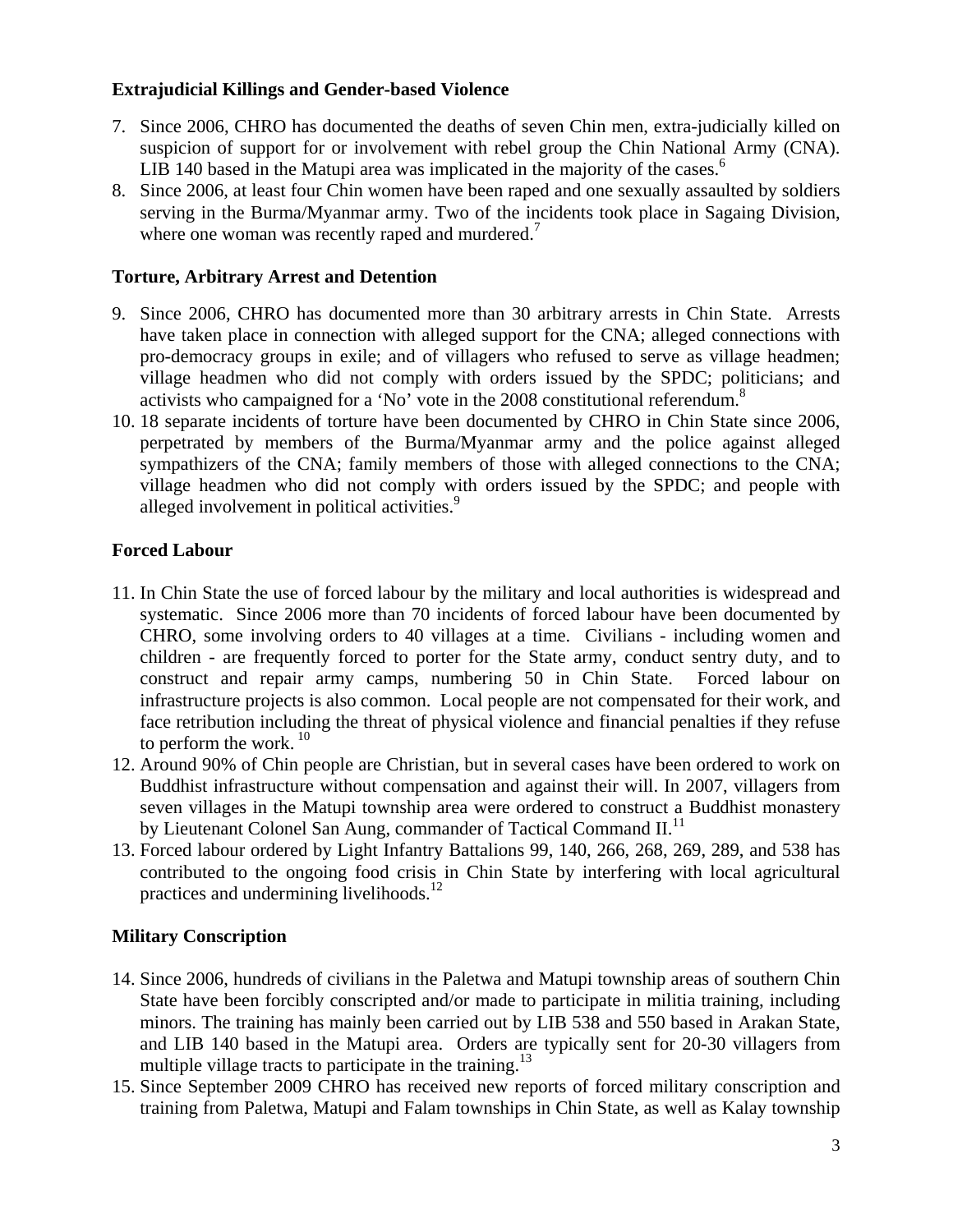### Extrajudicial Killings and Gender-based Violence

7. Since 2006, CHRO has documented the deaths of seven Chin men, extra-judicially killed on suspicion of support for or involvement with rebel group the Chin National Army (CNA). LIB 140 based in the Matupi area was implicated in the majority of the cases.[6]
8. Since 2006, at least four Chin women have been raped and one sexually assaulted by soldiers serving in the Burma/Myanmar army. Two of the incidents took place in Sagaing Division, where one woman was recently raped and murdered.[7]

### Torture, Arbitrary Arrest and Detention

9. Since 2006, CHRO has documented more than 30 arbitrary arrests in Chin State. Arrests have taken place in connection with alleged support for the CNA; alleged connections with pro-democracy groups in exile; and of villagers who refused to serve as village headmen; village headmen who did not comply with orders issued by the SPDC; politicians; and activists who campaigned for a 'No' vote in the 2008 constitutional referendum.[8]
10. 18 separate incidents of torture have been documented by CHRO in Chin State since 2006, perpetrated by members of the Burma/Myanmar army and the police against alleged sympathizers of the CNA; family members of those with alleged connections to the CNA; village headmen who did not comply with orders issued by the SPDC; and people with alleged involvement in political activities.[9]

### Forced Labour

11. In Chin State the use of forced labour by the military and local authorities is widespread and systematic. Since 2006 more than 70 incidents of forced labour have been documented by CHRO, some involving orders to 40 villages at a time. Civilians - including women and children - are frequently forced to porter for the State army, conduct sentry duty, and to construct and repair army camps, numbering 50 in Chin State. Forced labour on infrastructure projects is also common. Local people are not compensated for their work, and face retribution including the threat of physical violence and financial penalties if they refuse to perform the work.[10]
12. Around 90% of Chin people are Christian, but in several cases have been ordered to work on Buddhist infrastructure without compensation and against their will. In 2007, villagers from seven villages in the Matupi township area were ordered to construct a Buddhist monastery by Lieutenant Colonel San Aung, commander of Tactical Command II.[11]
13. Forced labour ordered by Light Infantry Battalions 99, 140, 266, 268, 269, 289, and 538 has contributed to the ongoing food crisis in Chin State by interfering with local agricultural practices and undermining livelihoods.[12]

### Military Conscription

14. Since 2006, hundreds of civilians in the Paletwa and Matupi township areas of southern Chin State have been forcibly conscripted and/or made to participate in militia training, including minors. The training has mainly been carried out by LIB 538 and 550 based in Arakan State, and LIB 140 based in the Matupi area. Orders are typically sent for 20-30 villagers from multiple village tracts to participate in the training.[13]
15. Since September 2009 CHRO has received new reports of forced military conscription and training from Paletwa, Matupi and Falam townships in Chin State, as well as Kalay township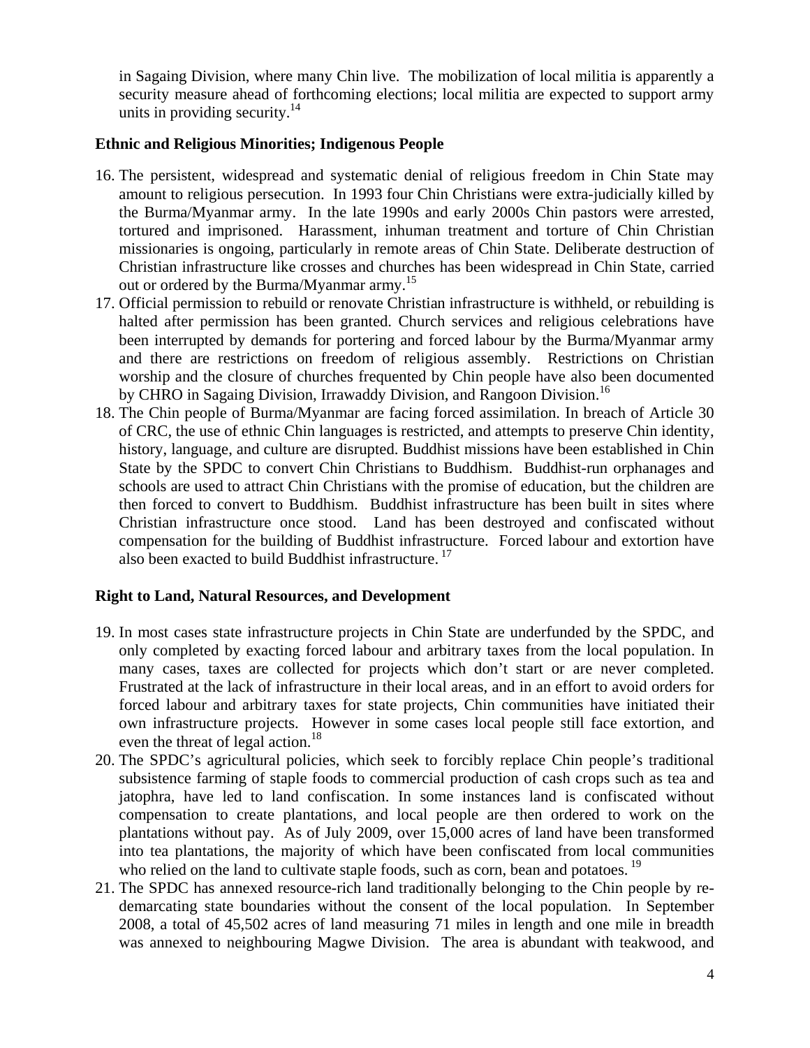in Sagaing Division, where many Chin live. The mobilization of local militia is apparently a security measure ahead of forthcoming elections; local militia are expected to support army units in providing security.[14]

**Ethnic and Religious Minorities; Indigenous People**

16. The persistent, widespread and systematic denial of religious freedom in Chin State may amount to religious persecution. In 1993 four Chin Christians were extra-judicially killed by the Burma/Myanmar army. In the late 1990s and early 2000s Chin pastors were arrested, tortured and imprisoned. Harassment, inhuman treatment and torture of Chin Christian missionaries is ongoing, particularly in remote areas of Chin State. Deliberate destruction of Christian infrastructure like crosses and churches has been widespread in Chin State, carried out or ordered by the Burma/Myanmar army.[15]
17. Official permission to rebuild or renovate Christian infrastructure is withheld, or rebuilding is halted after permission has been granted. Church services and religious celebrations have been interrupted by demands for portering and forced labour by the Burma/Myanmar army and there are restrictions on freedom of religious assembly. Restrictions on Christian worship and the closure of churches frequented by Chin people have also been documented by CHRO in Sagaing Division, Irrawaddy Division, and Rangoon Division.[16]
18. The Chin people of Burma/Myanmar are facing forced assimilation. In breach of Article 30 of CRC, the use of ethnic Chin languages is restricted, and attempts to preserve Chin identity, history, language, and culture are disrupted. Buddhist missions have been established in Chin State by the SPDC to convert Chin Christians to Buddhism. Buddhist-run orphanages and schools are used to attract Chin Christians with the promise of education, but the children are then forced to convert to Buddhism. Buddhist infrastructure has been built in sites where Christian infrastructure once stood. Land has been destroyed and confiscated without compensation for the building of Buddhist infrastructure. Forced labour and extortion have also been exacted to build Buddhist infrastructure.[17]

**Right to Land, Natural Resources, and Development**

19. In most cases state infrastructure projects in Chin State are underfunded by the SPDC, and only completed by exacting forced labour and arbitrary taxes from the local population. In many cases, taxes are collected for projects which don't start or are never completed. Frustrated at the lack of infrastructure in their local areas, and in an effort to avoid orders for forced labour and arbitrary taxes for state projects, Chin communities have initiated their own infrastructure projects. However in some cases local people still face extortion, and even the threat of legal action.[18]
20. The SPDC's agricultural policies, which seek to forcibly replace Chin people's traditional subsistence farming of staple foods to commercial production of cash crops such as tea and jatophra, have led to land confiscation. In some instances land is confiscated without compensation to create plantations, and local people are then ordered to work on the plantations without pay. As of July 2009, over 15,000 acres of land have been transformed into tea plantations, the majority of which have been confiscated from local communities who relied on the land to cultivate staple foods, such as corn, bean and potatoes.[19]
21. The SPDC has annexed resource-rich land traditionally belonging to the Chin people by re-demarcating state boundaries without the consent of the local population. In September 2008, a total of 45,502 acres of land measuring 71 miles in length and one mile in breadth was annexed to neighbouring Magwe Division. The area is abundant with teakwood, and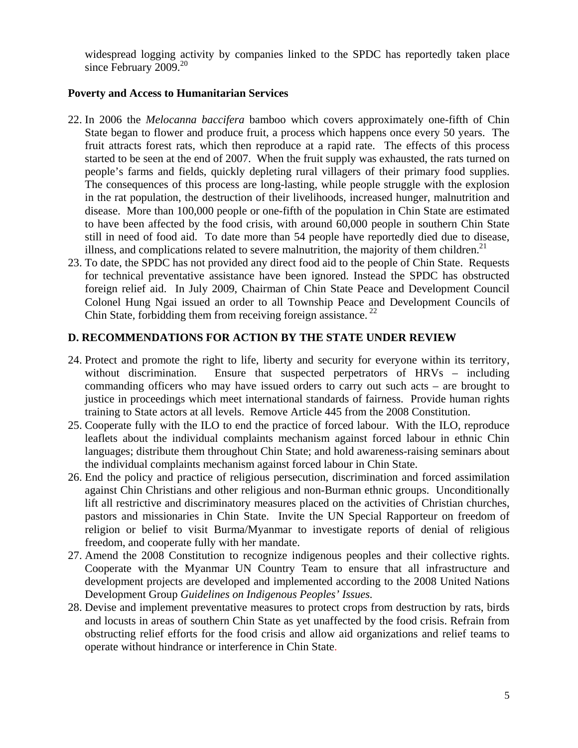widespread logging activity by companies linked to the SPDC has reportedly taken place since February 2009.[20]

**Poverty and Access to Humanitarian Services**

22. In 2006 the *Melocanna baccifera* bamboo which covers approximately one-fifth of Chin State began to flower and produce fruit, a process which happens once every 50 years. The fruit attracts forest rats, which then reproduce at a rapid rate. The effects of this process started to be seen at the end of 2007. When the fruit supply was exhausted, the rats turned on people's farms and fields, quickly depleting rural villagers of their primary food supplies. The consequences of this process are long-lasting, while people struggle with the explosion in the rat population, the destruction of their livelihoods, increased hunger, malnutrition and disease. More than 100,000 people or one-fifth of the population in Chin State are estimated to have been affected by the food crisis, with around 60,000 people in southern Chin State still in need of food aid. To date more than 54 people have reportedly died due to disease, illness, and complications related to severe malnutrition, the majority of them children.[21]
23. To date, the SPDC has not provided any direct food aid to the people of Chin State. Requests for technical preventative assistance have been ignored. Instead the SPDC has obstructed foreign relief aid. In July 2009, Chairman of Chin State Peace and Development Council Colonel Hung Ngai issued an order to all Township Peace and Development Councils of Chin State, forbidding them from receiving foreign assistance.[22]

**D. RECOMMENDATIONS FOR ACTION BY THE STATE UNDER REVIEW**

24. Protect and promote the right to life, liberty and security for everyone within its territory, without discrimination. Ensure that suspected perpetrators of HRVs – including commanding officers who may have issued orders to carry out such acts – are brought to justice in proceedings which meet international standards of fairness. Provide human rights training to State actors at all levels. Remove Article 445 from the 2008 Constitution.
25. Cooperate fully with the ILO to end the practice of forced labour. With the ILO, reproduce leaflets about the individual complaints mechanism against forced labour in ethnic Chin languages; distribute them throughout Chin State; and hold awareness-raising seminars about the individual complaints mechanism against forced labour in Chin State.
26. End the policy and practice of religious persecution, discrimination and forced assimilation against Chin Christians and other religious and non-Burman ethnic groups. Unconditionally lift all restrictive and discriminatory measures placed on the activities of Christian churches, pastors and missionaries in Chin State. Invite the UN Special Rapporteur on freedom of religion or belief to visit Burma/Myanmar to investigate reports of denial of religious freedom, and cooperate fully with her mandate.
27. Amend the 2008 Constitution to recognize indigenous peoples and their collective rights. Cooperate with the Myanmar UN Country Team to ensure that all infrastructure and development projects are developed and implemented according to the 2008 United Nations Development Group *Guidelines on Indigenous Peoples' Issues.*
28. Devise and implement preventative measures to protect crops from destruction by rats, birds and locusts in areas of southern Chin State as yet unaffected by the food crisis. Refrain from obstructing relief efforts for the food crisis and allow aid organizations and relief teams to operate without hindrance or interference in Chin State.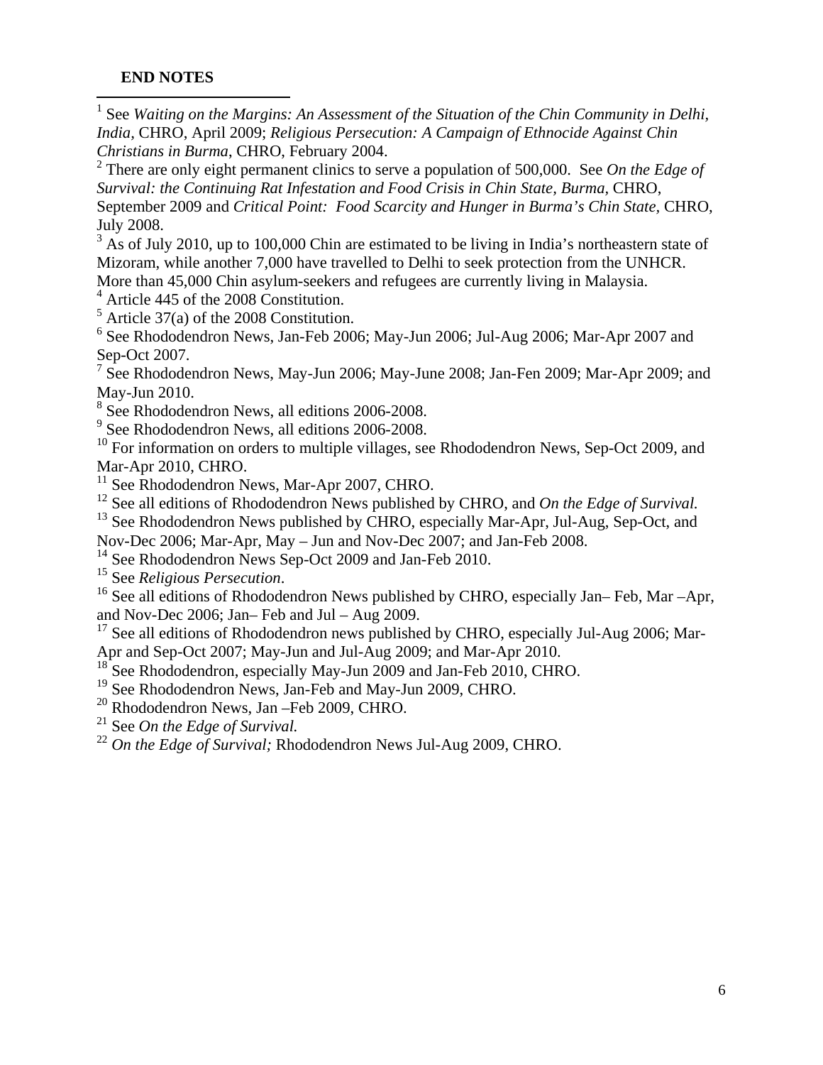**END NOTES**

[1] See *Waiting on the Margins: An Assessment of the Situation of the Chin Community in Delhi, India*, CHRO, April 2009; *Religious Persecution: A Campaign of Ethnocide Against Chin Christians in Burma*, CHRO, February 2004.

[2] There are only eight permanent clinics to serve a population of 500,000. See *On the Edge of Survival: the Continuing Rat Infestation and Food Crisis in Chin State, Burma*, CHRO, September 2009 and *Critical Point: Food Scarcity and Hunger in Burma's Chin State*, CHRO, July 2008.

[3] As of July 2010, up to 100,000 Chin are estimated to be living in India's northeastern state of Mizoram, while another 7,000 have travelled to Delhi to seek protection from the UNHCR. More than 45,000 Chin asylum-seekers and refugees are currently living in Malaysia.

[4] Article 445 of the 2008 Constitution.

[5] Article 37(a) of the 2008 Constitution.

[6] See Rhododendron News, Jan-Feb 2006; May-Jun 2006; Jul-Aug 2006; Mar-Apr 2007 and Sep-Oct 2007.

[7] See Rhododendron News, May-Jun 2006; May-June 2008; Jan-Fen 2009; Mar-Apr 2009; and May-Jun 2010.

[8] See Rhododendron News, all editions 2006-2008.

[9] See Rhododendron News, all editions 2006-2008.

[10] For information on orders to multiple villages, see Rhododendron News, Sep-Oct 2009, and Mar-Apr 2010, CHRO.

[11] See Rhododendron News, Mar-Apr 2007, CHRO.

[12] See all editions of Rhododendron News published by CHRO, and *On the Edge of Survival.*

[13] See Rhododendron News published by CHRO, especially Mar-Apr, Jul-Aug, Sep-Oct, and Nov-Dec 2006; Mar-Apr, May – Jun and Nov-Dec 2007; and Jan-Feb 2008.

[14] See Rhododendron News Sep-Oct 2009 and Jan-Feb 2010.

[15] See *Religious Persecution*.

[16] See all editions of Rhododendron News published by CHRO, especially Jan– Feb, Mar –Apr, and Nov-Dec 2006; Jan– Feb and Jul – Aug 2009.

[17] See all editions of Rhododendron news published by CHRO, especially Jul-Aug 2006; Mar-Apr and Sep-Oct 2007; May-Jun and Jul-Aug 2009; and Mar-Apr 2010.

[18] See Rhododendron, especially May-Jun 2009 and Jan-Feb 2010, CHRO.

[19] See Rhododendron News, Jan-Feb and May-Jun 2009, CHRO.

[20] Rhododendron News, Jan –Feb 2009, CHRO.

[21] See *On the Edge of Survival.*

[22] *On the Edge of Survival;* Rhododendron News Jul-Aug 2009, CHRO.